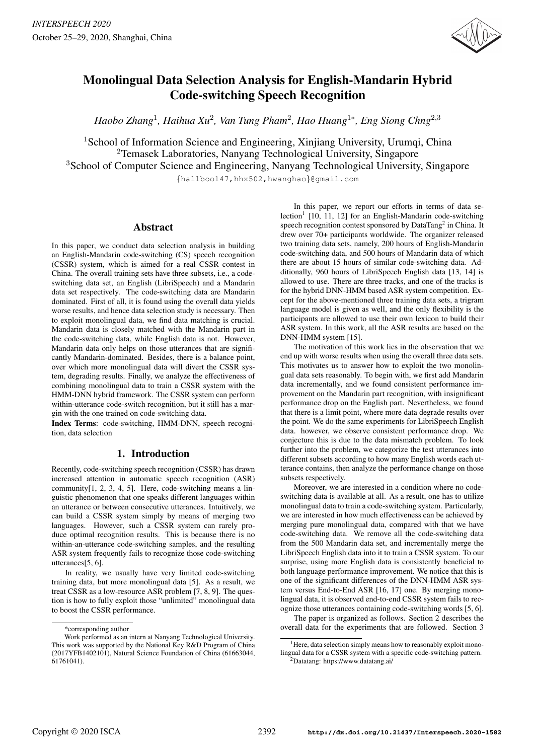# Monolingual Data Selection Analysis for English-Mandarin Hybrid Code-switching Speech Recognition

*Haobo Zhang*[1], *Haihua Xu*[2], *Van Tung Pham*[2], *Hao Huang*[1*], *Eng Siong Chng*[2,3]

[1]School of Information Science and Engineering, Xinjiang University, Urumqi, China
[2]Temasek Laboratories, Nanyang Technological University, Singapore
[3]School of Computer Science and Engineering, Nanyang Technological University, Singapore

{hallboo147,hhx502,hwanghao}@gmail.com

## Abstract

In this paper, we conduct data selection analysis in building an English-Mandarin code-switching (CS) speech recognition (CSSR) system, which is aimed for a real CSSR contest in China. The overall training sets have three subsets, i.e., a code-switching data set, an English (LibriSpeech) and a Mandarin data set respectively. The code-switching data are Mandarin dominated. First of all, it is found using the overall data yields worse results, and hence data selection study is necessary. Then to exploit monolingual data, we find data matching is crucial. Mandarin data is closely matched with the Mandarin part in the code-switching data, while English data is not. However, Mandarin data only helps on those utterances that are significantly Mandarin-dominated. Besides, there is a balance point, over which more monolingual data will divert the CSSR system, degrading results. Finally, we analyze the effectiveness of combining monolingual data to train a CSSR system with the HMM-DNN hybrid framework. The CSSR system can perform within-utterance code-switch recognition, but it still has a margin with the one trained on code-switching data.

**Index Terms**: code-switching, HMM-DNN, speech recognition, data selection

## 1. Introduction

Recently, code-switching speech recognition (CSSR) has drawn increased attention in automatic speech recognition (ASR) community[1, 2, 3, 4, 5]. Here, code-switching means a linguistic phenomenon that one speaks different languages within an utterance or between consecutive utterances. Intuitively, we can build a CSSR system simply by means of merging two languages. However, such a CSSR system can rarely produce optimal recognition results. This is because there is no within-an-utterance code-switching samples, and the resulting ASR system frequently fails to recognize those code-switching utterances[5, 6].

In reality, we usually have very limited code-switching training data, but more monolingual data [5]. As a result, we treat CSSR as a low-resource ASR problem [7, 8, 9]. The question is how to fully exploit those "unlimited" monolingual data to boost the CSSR performance.

In this paper, we report our efforts in terms of data selection[1] [10, 11, 12] for an English-Mandarin code-switching speech recognition contest sponsored by DataTang[2] in China. It drew over 70+ participants worldwide. The organizer released two training data sets, namely, 200 hours of English-Mandarin code-switching data, and 500 hours of Mandarin data of which there are about 15 hours of similar code-switching data. Additionally, 960 hours of LibriSpeech English data [13, 14] is allowed to use. There are three tracks, and one of the tracks is for the hybrid DNN-HMM based ASR system competition. Except for the above-mentioned three training data sets, a trigram language model is given as well, and the only flexibility is the participants are allowed to use their own lexicon to build their ASR system. In this work, all the ASR results are based on the DNN-HMM system [15].

The motivation of this work lies in the observation that we end up with worse results when using the overall three data sets. This motivates us to answer how to exploit the two monolingual data sets reasonably. To begin with, we first add Mandarin data incrementally, and we found consistent performance improvement on the Mandarin part recognition, with insignificant performance drop on the English part. Nevertheless, we found that there is a limit point, where more data degrade results over the point. We do the same experiments for LibriSpeech English data. however, we observe consistent performance drop. We conjecture this is due to the data mismatch problem. To look further into the problem, we categorize the test utterances into different subsets according to how many English words each utterance contains, then analyze the performance change on those subsets respectively.

Moreover, we are interested in a condition where no code-switching data is available at all. As a result, one has to utilize monolingual data to train a code-switching system. Particularly, we are interested in how much effectiveness can be achieved by merging pure monolingual data, compared with that we have code-switching data. We remove all the code-switching data from the 500 Mandarin data set, and incrementally merge the LibriSpeech English data into it to train a CSSR system. To our surprise, using more English data is consistently beneficial to both language performance improvement. We notice that this is one of the significant differences of the DNN-HMM ASR system versus End-to-End ASR [16, 17] one. By merging monolingual data, it is observed end-to-end CSSR system fails to recognize those utterances containing code-switching words [5, 6].

The paper is organized as follows. Section 2 describes the overall data for the experiments that are followed. Section 3

---

*corresponding author

Work performed as an intern at Nanyang Technological University. This work was supported by the National Key R&D Program of China (2017YFB1402101), Natural Science Foundation of China (61663044, 61761041).

[1]Here, data selection simply means how to reasonably exploit monolingual data for a CSSR system with a specific code-switching pattern.

[2]Datatang: https://www.datatang.ai/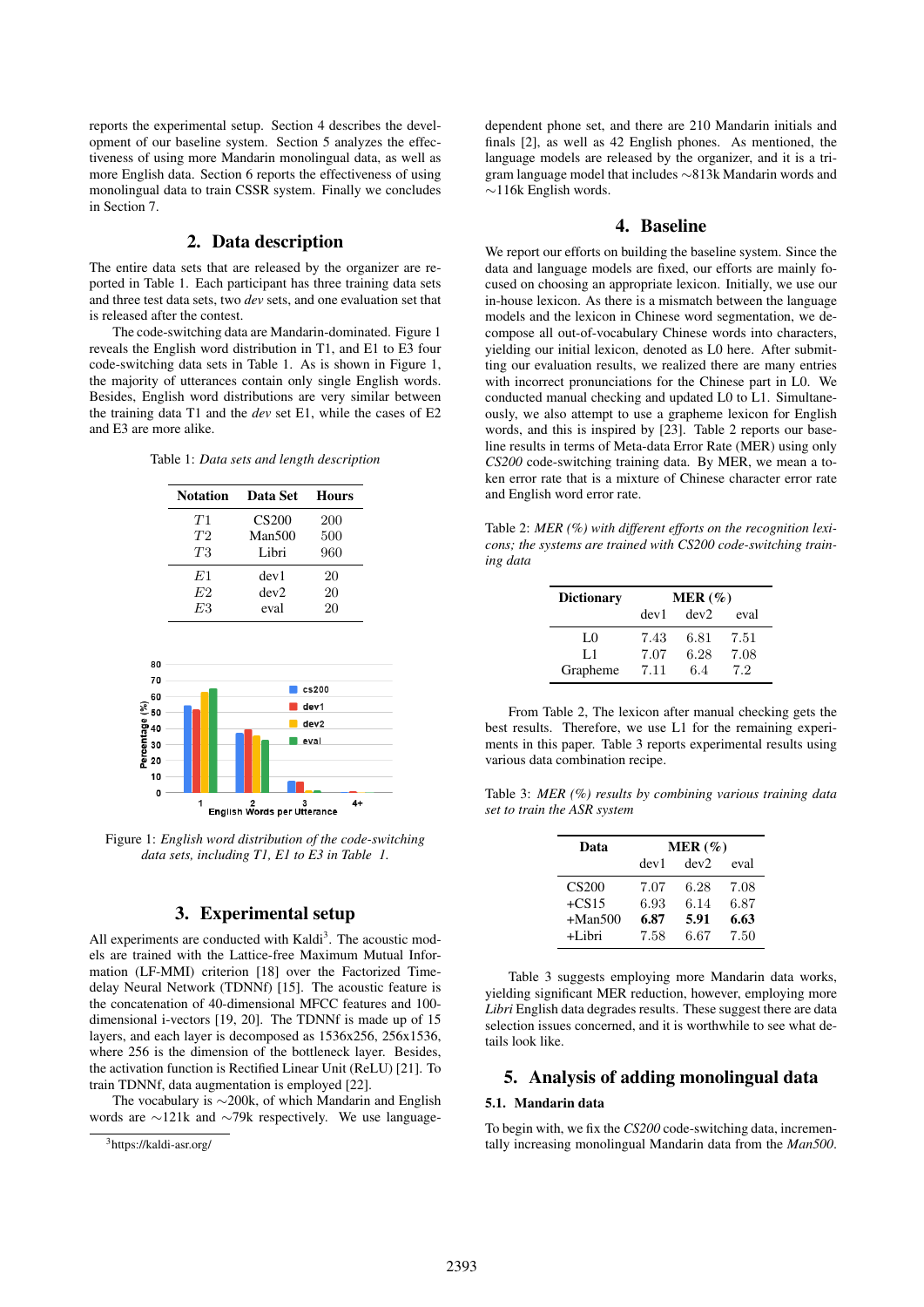reports the experimental setup. Section 4 describes the development of our baseline system. Section 5 analyzes the effectiveness of using more Mandarin monolingual data, as well as more English data. Section 6 reports the effectiveness of using monolingual data to train CSSR system. Finally we concludes in Section 7.

## 2. Data description

The entire data sets that are released by the organizer are reported in Table 1. Each participant has three training data sets and three test data sets, two *dev* sets, and one evaluation set that is released after the contest.

The code-switching data are Mandarin-dominated. Figure 1 reveals the English word distribution in T1, and E1 to E3 four code-switching data sets in Table 1. As is shown in Figure 1, the majority of utterances contain only single English words. Besides, English word distributions are very similar between the training data T1 and the *dev* set E1, while the cases of E2 and E3 are more alike.

Table 1: *Data sets and length description*

| Notation | Data Set | Hours |
|---|---|---|
| $T1$ | CS200 | 200 |
| $T2$ | Man500 | 500 |
| $T3$ | Libri | 960 |
| $E1$ | dev1 | 20 |
| $E2$ | dev2 | 20 |
| $E3$ | eval | 20 |

Figure 1: *English word distribution of the code-switching data sets, including T1, E1 to E3 in Table 1.*

## 3. Experimental setup

All experiments are conducted with Kaldi[3]. The acoustic models are trained with the Lattice-free Maximum Mutual Information (LF-MMI) criterion [18] over the Factorized Time-delay Neural Network (TDNNf) [15]. The acoustic feature is the concatenation of 40-dimensional MFCC features and 100-dimensional i-vectors [19, 20]. The TDNNf is made up of 15 layers, and each layer is decomposed as 1536x256, 256x1536, where 256 is the dimension of the bottleneck layer. Besides, the activation function is Rectified Linear Unit (ReLU) [21]. To train TDNNf, data augmentation is employed [22].

The vocabulary is ∼200k, of which Mandarin and English words are ∼121k and ∼79k respectively. We use language-dependent phone set, and there are 210 Mandarin initials and finals [2], as well as 42 English phones. As mentioned, the language models are released by the organizer, and it is a tri-gram language model that includes ∼813k Mandarin words and ∼116k English words.

[3]https://kaldi-asr.org/

## 4. Baseline

We report our efforts on building the baseline system. Since the data and language models are fixed, our efforts are mainly focused on choosing an appropriate lexicon. Initially, we use our in-house lexicon. As there is a mismatch between the language models and the lexicon in Chinese word segmentation, we decompose all out-of-vocabulary Chinese words into characters, yielding our initial lexicon, denoted as L0 here. After submitting our evaluation results, we realized there are many entries with incorrect pronunciations for the Chinese part in L0. We conducted manual checking and updated L0 to L1. Simultaneously, we also attempt to use a grapheme lexicon for English words, and this is inspired by [23]. Table 2 reports our baseline results in terms of Meta-data Error Rate (MER) using only *CS200* code-switching training data. By MER, we mean a token error rate that is a mixture of Chinese character error rate and English word error rate.

Table 2: *MER (%) with different efforts on the recognition lexicons; the systems are trained with CS200 code-switching training data*

| Dictionary | MER (%) | | |
|---|---|---|---|
| | dev1 | dev2 | eval |
| L0 | 7.43 | 6.81 | 7.51 |
| L1 | 7.07 | 6.28 | 7.08 |
| Grapheme | 7.11 | 6.4 | 7.2 |

From Table 2, The lexicon after manual checking gets the best results. Therefore, we use L1 for the remaining experiments in this paper. Table 3 reports experimental results using various data combination recipe.

Table 3: *MER (%) results by combining various training data set to train the ASR system*

| Data | MER (%) | | |
|---|---|---|---|
| | dev1 | dev2 | eval |
| CS200 | 7.07 | 6.28 | 7.08 |
| +CS15 | 6.93 | 6.14 | 6.87 |
| +Man500 | **6.87** | **5.91** | **6.63** |
| +Libri | 7.58 | 6.67 | 7.50 |

Table 3 suggests employing more Mandarin data works, yielding significant MER reduction, however, employing more *Libri* English data degrades results. These suggest there are data selection issues concerned, and it is worthwhile to see what details look like.

## 5. Analysis of adding monolingual data

### 5.1. Mandarin data

To begin with, we fix the *CS200* code-switching data, incrementally increasing monolingual Mandarin data from the *Man500*.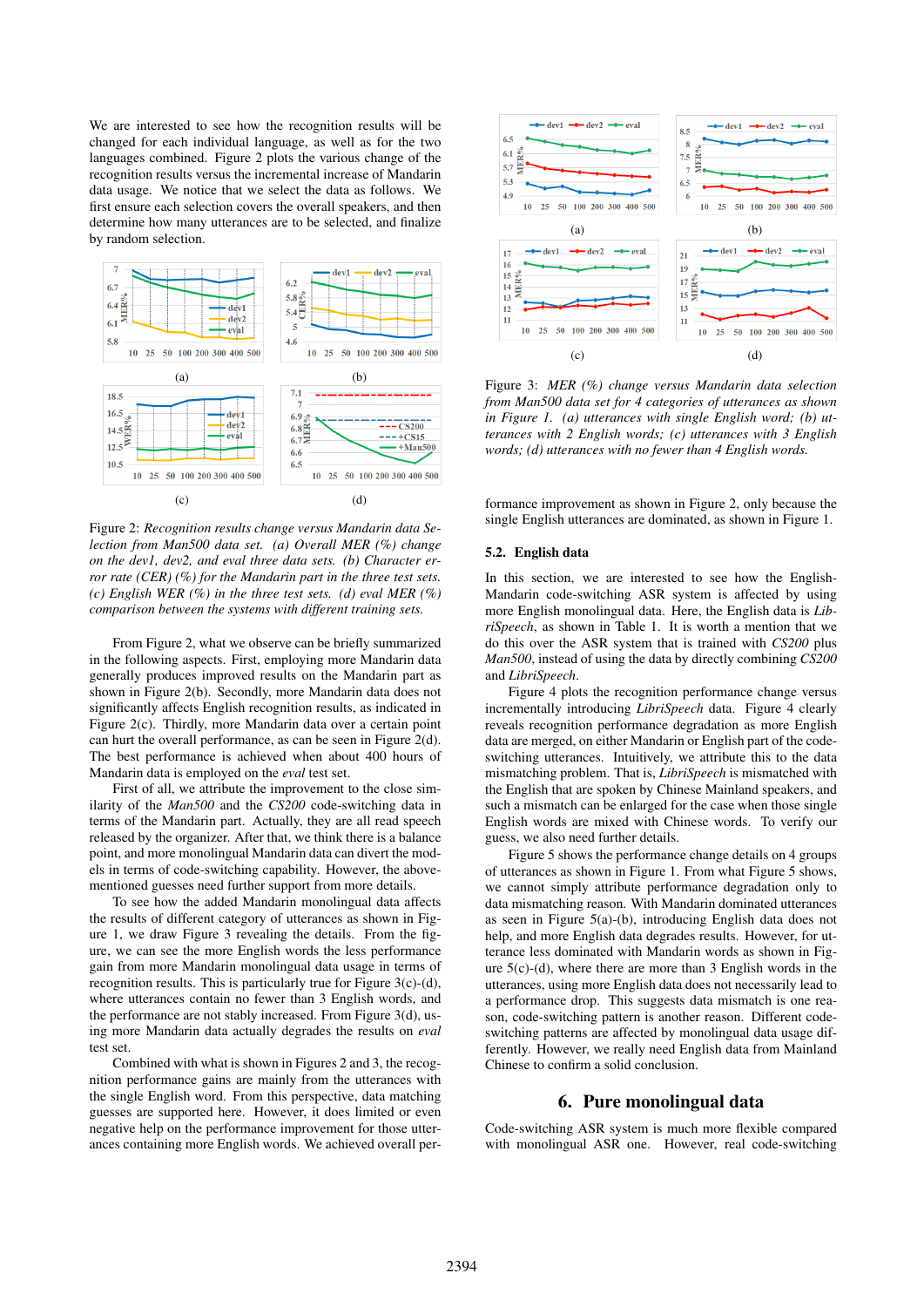We are interested to see how the recognition results will be changed for each individual language, as well as for the two languages combined. Figure 2 plots the various change of the recognition results versus the incremental increase of Mandarin data usage. We notice that we select the data as follows. We first ensure each selection covers the overall speakers, and then determine how many utterances are to be selected, and finalize by random selection.

Figure 2: *Recognition results change versus Mandarin data Selection from Man500 data set. (a) Overall MER (%) change on the dev1, dev2, and eval three data sets. (b) Character error rate (CER) (%) for the Mandarin part in the three test sets. (c) English WER (%) in the three test sets. (d) eval MER (%) comparison between the systems with different training sets.*

From Figure 2, what we observe can be briefly summarized in the following aspects. First, employing more Mandarin data generally produces improved results on the Mandarin part as shown in Figure 2(b). Secondly, more Mandarin data does not significantly affects English recognition results, as indicated in Figure 2(c). Thirdly, more Mandarin data over a certain point can hurt the overall performance, as can be seen in Figure 2(d). The best performance is achieved when about 400 hours of Mandarin data is employed on the *eval* test set.

First of all, we attribute the improvement to the close similarity of the *Man500* and the *CS200* code-switching data in terms of the Mandarin part. Actually, they are all read speech released by the organizer. After that, we think there is a balance point, and more monolingual Mandarin data can divert the models in terms of code-switching capability. However, the above-mentioned guesses need further support from more details.

To see how the added Mandarin monolingual data affects the results of different category of utterances as shown in Figure 1, we draw Figure 3 revealing the details. From the figure, we can see the more English words the less performance gain from more Mandarin monolingual data usage in terms of recognition results. This is particularly true for Figure 3(c)-(d), where utterances contain no fewer than 3 English words, and the performance are not stably increased. From Figure 3(d), using more Mandarin data actually degrades the results on *eval* test set.

Combined with what is shown in Figures 2 and 3, the recognition performance gains are mainly from the utterances with the single English word. From this perspective, data matching guesses are supported here. However, it does limited or even negative help on the performance improvement for those utterances containing more English words. We achieved overall performance improvement as shown in Figure 2, only because the single English utterances are dominated, as shown in Figure 1.

Figure 3: *MER (%) change versus Mandarin data selection from Man500 data set for 4 categories of utterances as shown in Figure 1. (a) utterances with single English word; (b) utterances with 2 English words; (c) utterances with 3 English words; (d) utterances with no fewer than 4 English words.*

### 5.2. English data

In this section, we are interested to see how the English-Mandarin code-switching ASR system is affected by using more English monolingual data. Here, the English data is *LibriSpeech*, as shown in Table 1. It is worth a mention that we do this over the ASR system that is trained with *CS200* plus *Man500*, instead of using the data by directly combining *CS200* and *LibriSpeech*.

Figure 4 plots the recognition performance change versus incrementally introducing *LibriSpeech* data. Figure 4 clearly reveals recognition performance degradation as more English data are merged, on either Mandarin or English part of the code-switching utterances. Intuitively, we attribute this to the data mismatching problem. That is, *LibriSpeech* is mismatched with the English that are spoken by Chinese Mainland speakers, and such a mismatch can be enlarged for the case when those single English words are mixed with Chinese words. To verify our guess, we also need further details.

Figure 5 shows the performance change details on 4 groups of utterances as shown in Figure 1. From what Figure 5 shows, we cannot simply attribute performance degradation only to data mismatching reason. With Mandarin dominated utterances as seen in Figure 5(a)-(b), introducing English data does not help, and more English data degrades results. However, for utterance less dominated with Mandarin words as shown in Figure 5(c)-(d), where there are more than 3 English words in the utterances, using more English data does not necessarily lead to a performance drop. This suggests data mismatch is one reason, code-switching pattern is another reason. Different code-switching patterns are affected by monolingual data usage differently. However, we really need English data from Mainland Chinese to confirm a solid conclusion.

## 6. Pure monolingual data

Code-switching ASR system is much more flexible compared with monolingual ASR one. However, real code-switching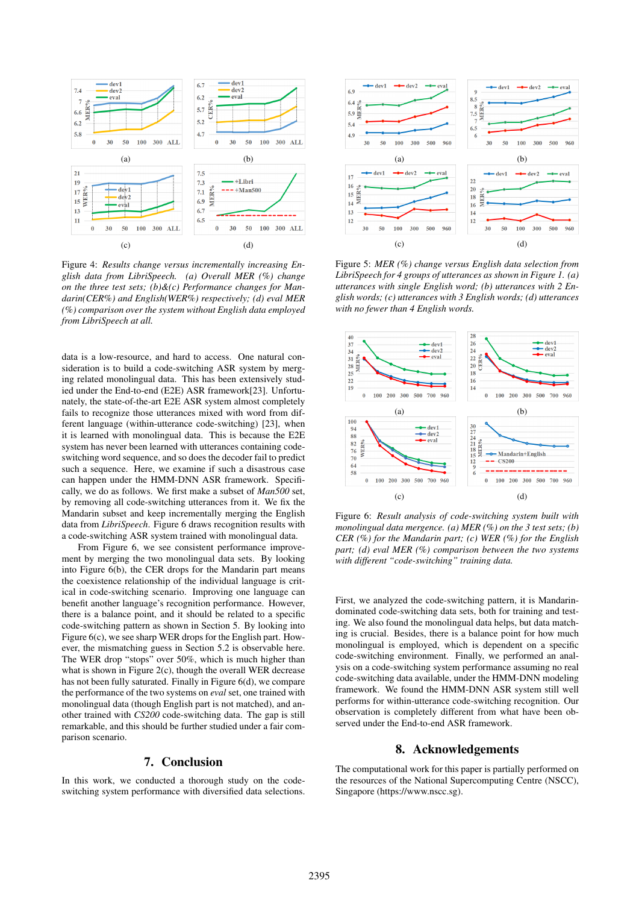Figure 4: *Results change versus incrementally increasing English data from LibriSpeech. (a) Overall MER (%) change on the three test sets; (b)&(c) Performance changes for Mandarin(CER%) and English(WER%) respectively; (d) eval MER (%) comparison over the system without English data employed from LibriSpeech at all.*

Figure 5: *MER (%) change versus English data selection from LibriSpeech for 4 groups of utterances as shown in Figure 1. (a) utterances with single English word; (b) utterances with 2 English words; (c) utterances with 3 English words; (d) utterances with no fewer than 4 English words.*

Figure 6: *Result analysis of code-switching system built with monolingual data mergence. (a) MER (%) on the 3 test sets; (b) CER (%) for the Mandarin part; (c) WER (%) for the English part; (d) eval MER (%) comparison between the two systems with different "code-switching" training data.*

data is a low-resource, and hard to access. One natural consideration is to build a code-switching ASR system by merging related monolingual data. This has been extensively studied under the End-to-end (E2E) ASR framework[23]. Unfortunately, the state-of-the-art E2E ASR system almost completely fails to recognize those utterances mixed with word from different language (within-utterance code-switching) [23], when it is learned with monolingual data. This is because the E2E system has never been learned with utterances containing code-switching word sequence, and so does the decoder fail to predict such a sequence. Here, we examine if such a disastrous case can happen under the HMM-DNN ASR framework. Specifically, we do as follows. We first make a subset of *Man500* set, by removing all code-switching utterances from it. We fix the Mandarin subset and keep incrementally merging the English data from *LibriSpeech*. Figure 6 draws recognition results with a code-switching ASR system trained with monolingual data.

From Figure 6, we see consistent performance improvement by merging the two monolingual data sets. By looking into Figure 6(b), the CER drops for the Mandarin part means the coexistence relationship of the individual language is critical in code-switching scenario. Improving one language can benefit another language's recognition performance. However, there is a balance point, and it should be related to a specific code-switching pattern as shown in Section 5. By looking into Figure 6(c), we see sharp WER drops for the English part. However, the mismatching guess in Section 5.2 is observable here. The WER drop "stops" over 50%, which is much higher than what is shown in Figure 2(c), though the overall WER decrease has not been fully saturated. Finally in Figure 6(d), we compare the performance of the two systems on *eval* set, one trained with monolingual data (though English part is not matched), and another trained with *CS200* code-switching data. The gap is still remarkable, and this should be further studied under a fair comparison scenario.

## 7. Conclusion

In this work, we conducted a thorough study on the code-switching system performance with diversified data selections. First, we analyzed the code-switching pattern, it is Mandarin-dominated code-switching data sets, both for training and testing. We also found the monolingual data helps, but data matching is crucial. Besides, there is a balance point for how much monolingual is employed, which is dependent on a specific code-switching environment. Finally, we performed an analysis on a code-switching system performance assuming no real code-switching data available, under the HMM-DNN modeling framework. We found the HMM-DNN ASR system still well performs for within-utterance code-switching recognition. Our observation is completely different from what have been observed under the End-to-end ASR framework.

## 8. Acknowledgements

The computational work for this paper is partially performed on the resources of the National Supercomputing Centre (NSCC), Singapore (https://www.nscc.sg).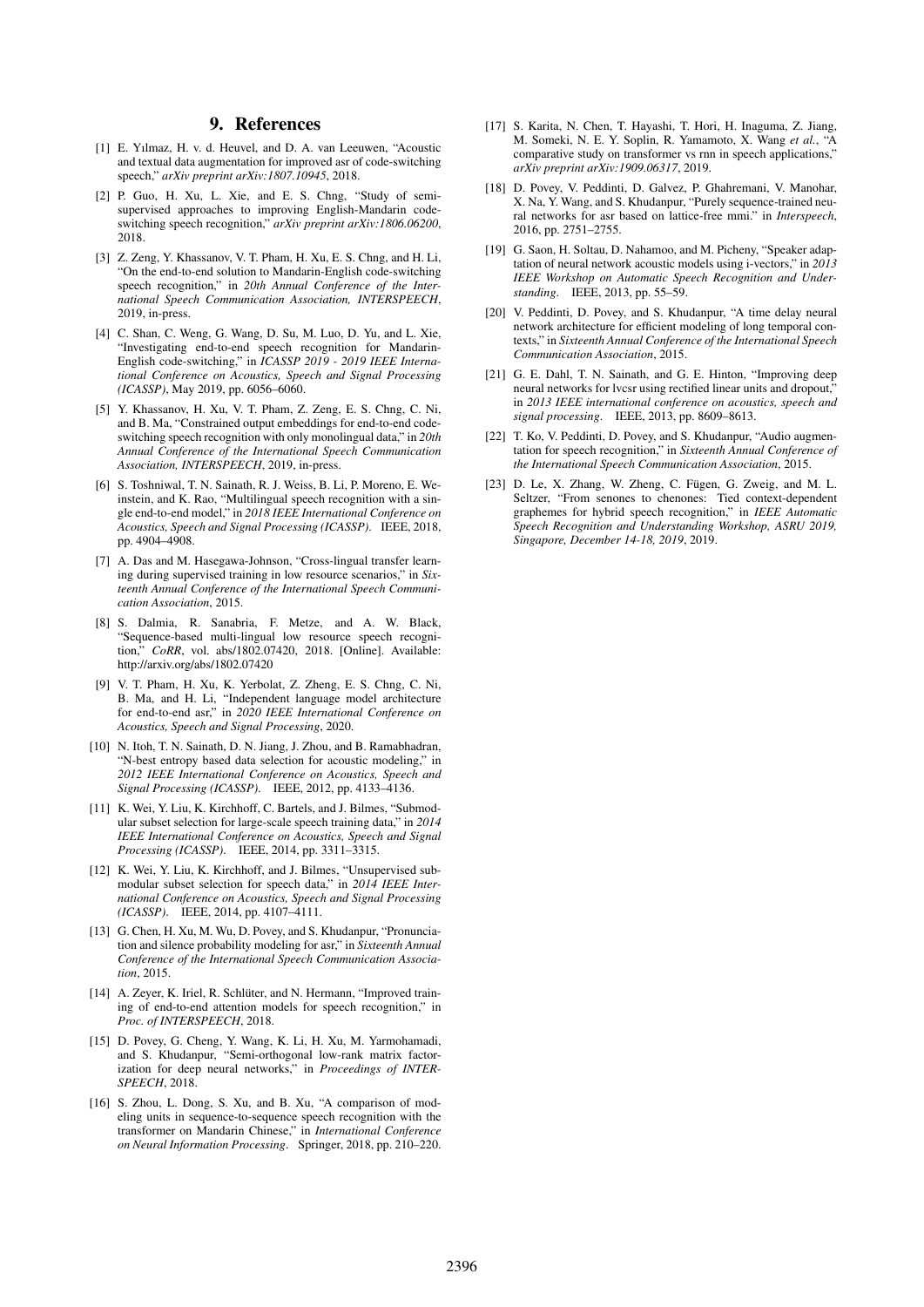## 9. References

[1] E. Yılmaz, H. v. d. Heuvel, and D. A. van Leeuwen, "Acoustic and textual data augmentation for improved asr of code-switching speech," *arXiv preprint arXiv:1807.10945*, 2018.

[2] P. Guo, H. Xu, L. Xie, and E. S. Chng, "Study of semi-supervised approaches to improving English-Mandarin code-switching speech recognition," *arXiv preprint arXiv:1806.06200*, 2018.

[3] Z. Zeng, Y. Khassanov, V. T. Pham, H. Xu, E. S. Chng, and H. Li, "On the end-to-end solution to Mandarin-English code-switching speech recognition," in *20th Annual Conference of the International Speech Communication Association, INTERSPEECH*, 2019, in-press.

[4] C. Shan, C. Weng, G. Wang, D. Su, M. Luo, D. Yu, and L. Xie, "Investigating end-to-end speech recognition for Mandarin-English code-switching," in *ICASSP 2019 - 2019 IEEE International Conference on Acoustics, Speech and Signal Processing (ICASSP)*, May 2019, pp. 6056–6060.

[5] Y. Khassanov, H. Xu, V. T. Pham, Z. Zeng, E. S. Chng, C. Ni, and B. Ma, "Constrained output embeddings for end-to-end code-switching speech recognition with only monolingual data," in *20th Annual Conference of the International Speech Communication Association, INTERSPEECH*, 2019, in-press.

[6] S. Toshniwal, T. N. Sainath, R. J. Weiss, B. Li, P. Moreno, E. Weinstein, and K. Rao, "Multilingual speech recognition with a single end-to-end model," in *2018 IEEE International Conference on Acoustics, Speech and Signal Processing (ICASSP)*. IEEE, 2018, pp. 4904–4908.

[7] A. Das and M. Hasegawa-Johnson, "Cross-lingual transfer learning during supervised training in low resource scenarios," in *Sixteenth Annual Conference of the International Speech Communication Association*, 2015.

[8] S. Dalmia, R. Sanabria, F. Metze, and A. W. Black, "Sequence-based multi-lingual low resource speech recognition," *CoRR*, vol. abs/1802.07420, 2018. [Online]. Available: http://arxiv.org/abs/1802.07420

[9] V. T. Pham, H. Xu, K. Yerbolat, Z. Zheng, E. S. Chng, C. Ni, B. Ma, and H. Li, "Independent language model architecture for end-to-end asr," in *2020 IEEE International Conference on Acoustics, Speech and Signal Processing*, 2020.

[10] N. Itoh, T. N. Sainath, D. N. Jiang, J. Zhou, and B. Ramabhadran, "N-best entropy based data selection for acoustic modeling," in *2012 IEEE International Conference on Acoustics, Speech and Signal Processing (ICASSP)*. IEEE, 2012, pp. 4133–4136.

[11] K. Wei, Y. Liu, K. Kirchhoff, C. Bartels, and J. Bilmes, "Submodular subset selection for large-scale speech training data," in *2014 IEEE International Conference on Acoustics, Speech and Signal Processing (ICASSP)*. IEEE, 2014, pp. 3311–3315.

[12] K. Wei, Y. Liu, K. Kirchhoff, and J. Bilmes, "Unsupervised submodular subset selection for speech data," in *2014 IEEE International Conference on Acoustics, Speech and Signal Processing (ICASSP)*. IEEE, 2014, pp. 4107–4111.

[13] G. Chen, H. Xu, M. Wu, D. Povey, and S. Khudanpur, "Pronunciation and silence probability modeling for asr," in *Sixteenth Annual Conference of the International Speech Communication Association*, 2015.

[14] A. Zeyer, K. Iriel, R. Schlüter, and N. Hermann, "Improved training of end-to-end attention models for speech recognition," in *Proc. of INTERSPEECH*, 2018.

[15] D. Povey, G. Cheng, Y. Wang, K. Li, H. Xu, M. Yarmohamadi, and S. Khudanpur, "Semi-orthogonal low-rank matrix factorization for deep neural networks," in *Proceedings of INTERSPEECH*, 2018.

[16] S. Zhou, L. Dong, S. Xu, and B. Xu, "A comparison of modeling units in sequence-to-sequence speech recognition with the transformer on Mandarin Chinese," in *International Conference on Neural Information Processing*. Springer, 2018, pp. 210–220.

[17] S. Karita, N. Chen, T. Hayashi, T. Hori, H. Inaguma, Z. Jiang, M. Someki, N. E. Y. Soplin, R. Yamamoto, X. Wang *et al.*, "A comparative study on transformer vs rnn in speech applications," *arXiv preprint arXiv:1909.06317*, 2019.

[18] D. Povey, V. Peddinti, D. Galvez, P. Ghahremani, V. Manohar, X. Na, Y. Wang, and S. Khudanpur, "Purely sequence-trained neural networks for asr based on lattice-free mmi." in *Interspeech*, 2016, pp. 2751–2755.

[19] G. Saon, H. Soltau, D. Nahamoo, and M. Picheny, "Speaker adaptation of neural network acoustic models using i-vectors," in *2013 IEEE Workshop on Automatic Speech Recognition and Understanding*. IEEE, 2013, pp. 55–59.

[20] V. Peddinti, D. Povey, and S. Khudanpur, "A time delay neural network architecture for efficient modeling of long temporal contexts," in *Sixteenth Annual Conference of the International Speech Communication Association*, 2015.

[21] G. E. Dahl, T. N. Sainath, and G. E. Hinton, "Improving deep neural networks for lvcsr using rectified linear units and dropout," in *2013 IEEE international conference on acoustics, speech and signal processing*. IEEE, 2013, pp. 8609–8613.

[22] T. Ko, V. Peddinti, D. Povey, and S. Khudanpur, "Audio augmentation for speech recognition," in *Sixteenth Annual Conference of the International Speech Communication Association*, 2015.

[23] D. Le, X. Zhang, W. Zheng, C. Fügen, G. Zweig, and M. L. Seltzer, "From senones to chenones: Tied context-dependent graphemes for hybrid speech recognition," in *IEEE Automatic Speech Recognition and Understanding Workshop, ASRU 2019, Singapore, December 14-18, 2019*, 2019.